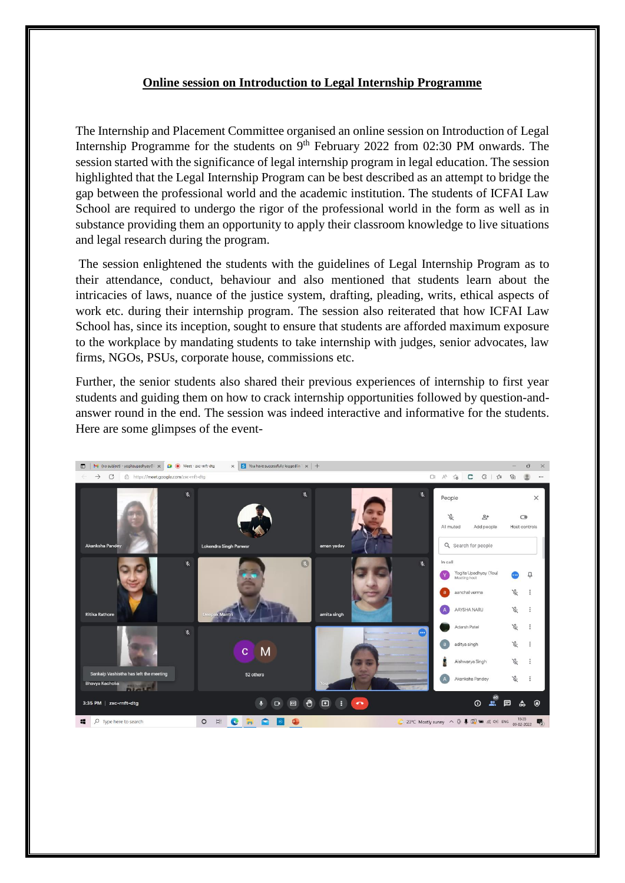## Online session on Introduction to Legal Internship Programme

The Internship and Placement Committee organised an online session on Introduction of Legal Internship Programme for the students on 9th February 2022 from 02:30 PM onwards. The session started with the significance of legal internship program in legal education. The session highlighted that the Legal Internship Program can be best described as an attempt to bridge the gap between the professional world and the academic institution. The students of ICFAI Law School are required to undergo the rigor of the professional world in the form as well as in substance providing them an opportunity to apply their classroom knowledge to live situations and legal research during the program.

The session enlightened the students with the guidelines of Legal Internship Program as to their attendance, conduct, behaviour and also mentioned that students learn about the intricacies of laws, nuance of the justice system, drafting, pleading, writs, ethical aspects of work etc. during their internship program. The session also reiterated that how ICFAI Law School has, since its inception, sought to ensure that students are afforded maximum exposure to the workplace by mandating students to take internship with judges, senior advocates, law firms, NGOs, PSUs, corporate house, commissions etc.

Further, the senior students also shared their previous experiences of internship to first year students and guiding them on how to crack internship opportunities followed by question-and-answer round in the end. The session was indeed interactive and informative for the students. Here are some glimpses of the event-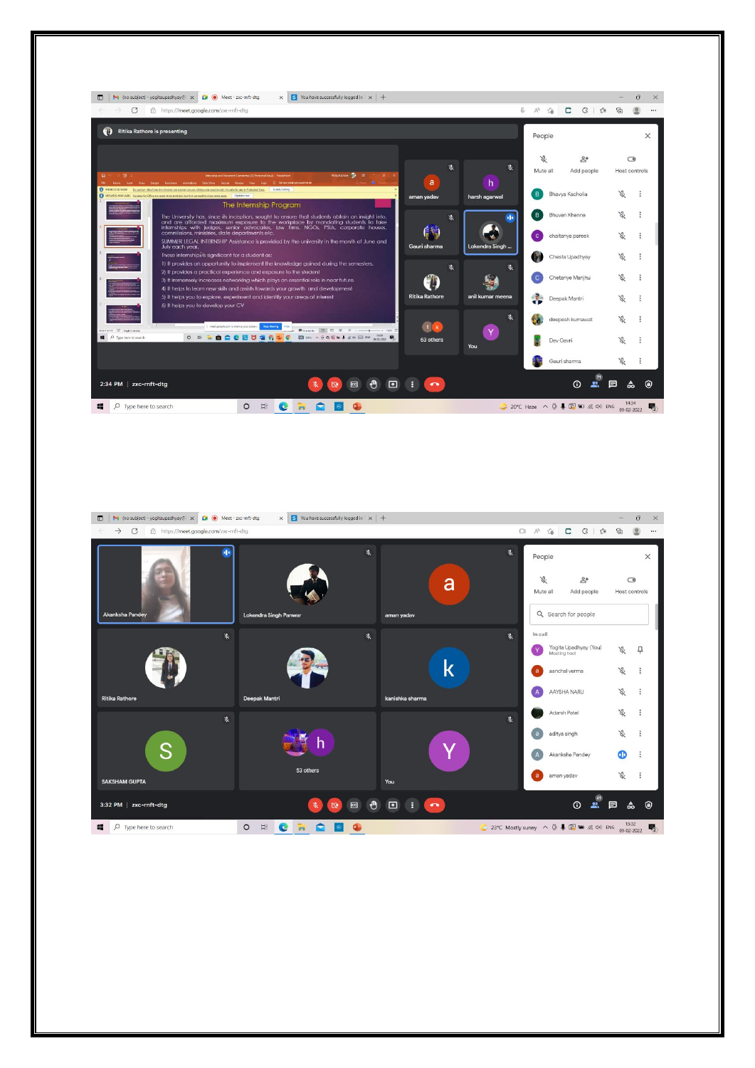Ritika Rathore is presenting

## The Internship Program

The University has, since its inception, sought to ensure that students obtain an insight into, and are afforded maximum exposure to the workplace by mandating students to take internships with judges, senior advocates, law firms, NGOs, PSUs, corporate houses, commissions, ministries, state departments etc.

SUMMER LEGAL INTERNSHIP Assistance is provided by the university in the month of June and July each year.

These internships is significant for a student as:

1) It provides an opportunity to implement the knowledge gained during the semesters.
2) It provides a practical experience and exposure to the student
3) It immensely increases networking which plays an essential role in near future.
4) It helps to learn new skills and assists towards your growth and development
5) It helps you to explore, experiment and identify your areas of interest
6) It helps you to develop your CV

2:34 PM | zxc-rnft-dtg

3:32 PM | zxc-rnft-dtg